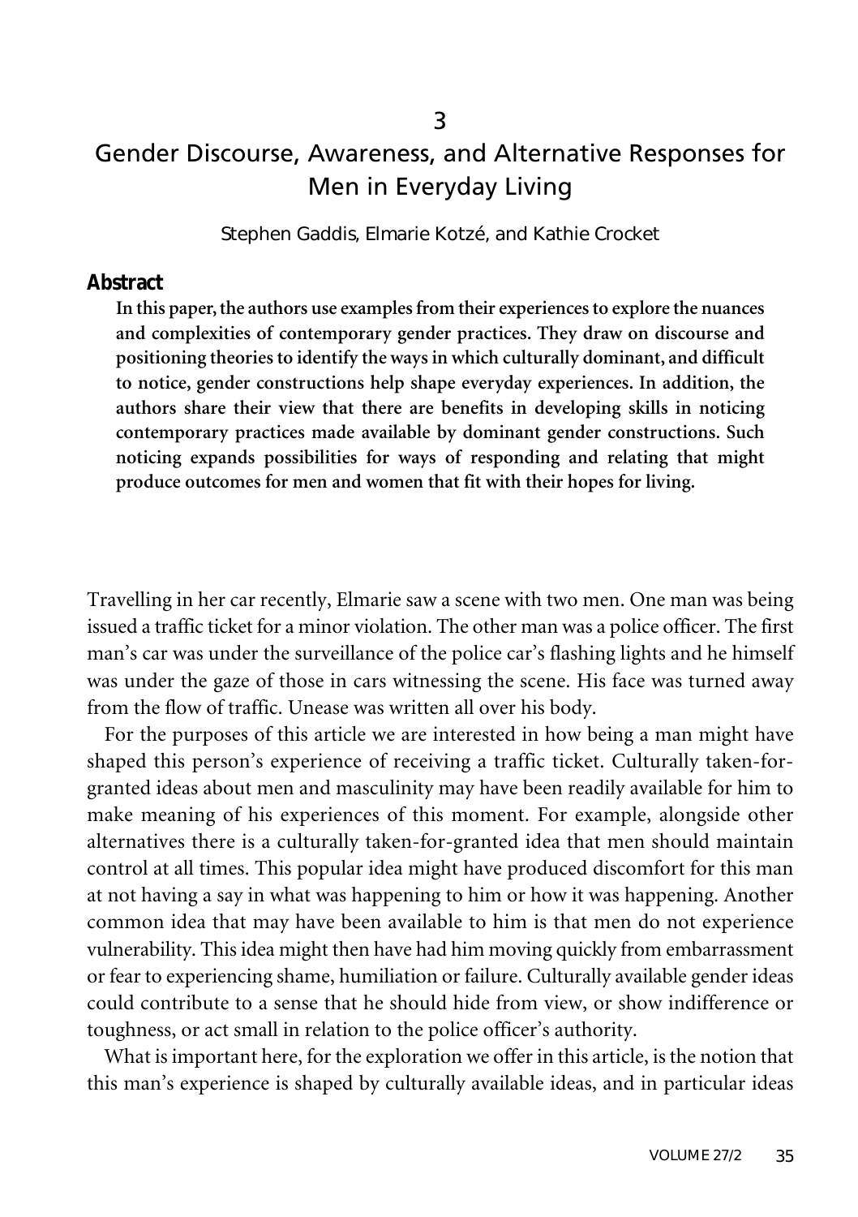3

# Gender Discourse, Awareness, and Alternative Responses for Men in Everyday Living

Stephen Gaddis, Elmarie Kotzé, and Kathie Crocket

## Abstract

**In this paper, the authors use examples from their experiences to explore the nuances and complexities of contemporary gender practices. They draw on discourse and positioning theories to identify the ways in which culturally dominant, and difficult to notice, gender constructions help shape everyday experiences. In addition, the authors share their view that there are benefits in developing skills in noticing contemporary practices made available by dominant gender constructions. Such noticing expands possibilities for ways of responding and relating that might produce outcomes for men and women that fit with their hopes for living.**

Travelling in her car recently, Elmarie saw a scene with two men. One man was being issued a traffic ticket for a minor violation. The other man was a police officer. The first man's car was under the surveillance of the police car's flashing lights and he himself was under the gaze of those in cars witnessing the scene. His face was turned away from the flow of traffic. Unease was written all over his body.

For the purposes of this article we are interested in how being a man might have shaped this person's experience of receiving a traffic ticket. Culturally taken-for-granted ideas about men and masculinity may have been readily available for him to make meaning of his experiences of this moment. For example, alongside other alternatives there is a culturally taken-for-granted idea that men should maintain control at all times. This popular idea might have produced discomfort for this man at not having a say in what was happening to him or how it was happening. Another common idea that may have been available to him is that men do not experience vulnerability. This idea might then have had him moving quickly from embarrassment or fear to experiencing shame, humiliation or failure. Culturally available gender ideas could contribute to a sense that he should hide from view, or show indifference or toughness, or act small in relation to the police officer's authority.

What is important here, for the exploration we offer in this article, is the notion that this man's experience is shaped by culturally available ideas, and in particular ideas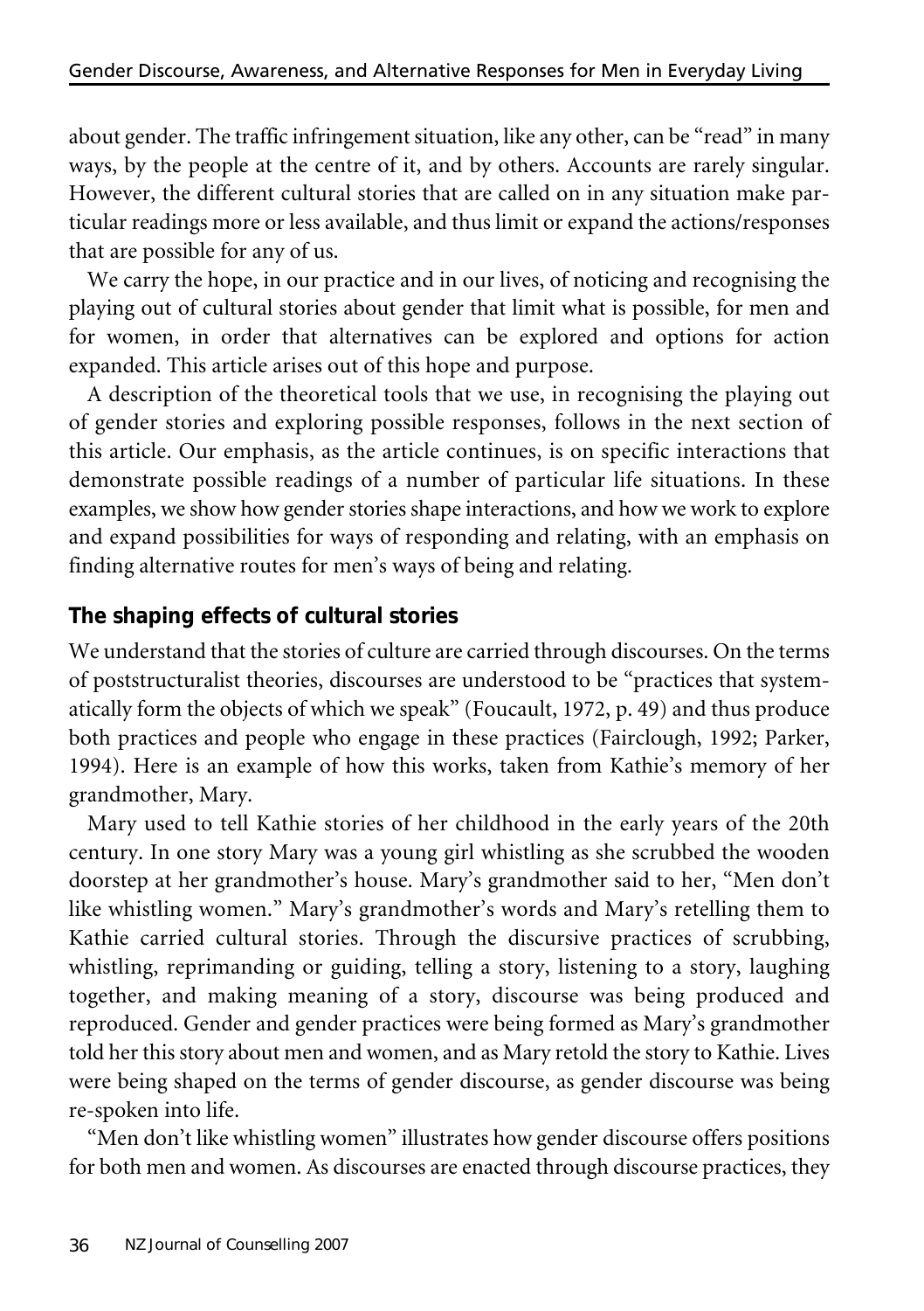about gender. The traffic infringement situation, like any other, can be "read" in many ways, by the people at the centre of it, and by others. Accounts are rarely singular. However, the different cultural stories that are called on in any situation make particular readings more or less available, and thus limit or expand the actions/responses that are possible for any of us.

We carry the hope, in our practice and in our lives, of noticing and recognising the playing out of cultural stories about gender that limit what is possible, for men and for women, in order that alternatives can be explored and options for action expanded. This article arises out of this hope and purpose.

A description of the theoretical tools that we use, in recognising the playing out of gender stories and exploring possible responses, follows in the next section of this article. Our emphasis, as the article continues, is on specific interactions that demonstrate possible readings of a number of particular life situations. In these examples, we show how gender stories shape interactions, and how we work to explore and expand possibilities for ways of responding and relating, with an emphasis on finding alternative routes for men's ways of being and relating.

## The shaping effects of cultural stories

We understand that the stories of culture are carried through discourses. On the terms of poststructuralist theories, discourses are understood to be "practices that systematically form the objects of which we speak" (Foucault, 1972, p. 49) and thus produce both practices and people who engage in these practices (Fairclough, 1992; Parker, 1994). Here is an example of how this works, taken from Kathie's memory of her grandmother, Mary.

Mary used to tell Kathie stories of her childhood in the early years of the 20th century. In one story Mary was a young girl whistling as she scrubbed the wooden doorstep at her grandmother's house. Mary's grandmother said to her, "Men don't like whistling women." Mary's grandmother's words and Mary's retelling them to Kathie carried cultural stories. Through the discursive practices of scrubbing, whistling, reprimanding or guiding, telling a story, listening to a story, laughing together, and making meaning of a story, discourse was being produced and reproduced. Gender and gender practices were being formed as Mary's grandmother told her this story about men and women, and as Mary retold the story to Kathie. Lives were being shaped on the terms of gender discourse, as gender discourse was being re-spoken into life.

"Men don't like whistling women" illustrates how gender discourse offers positions for both men and women. As discourses are enacted through discourse practices, they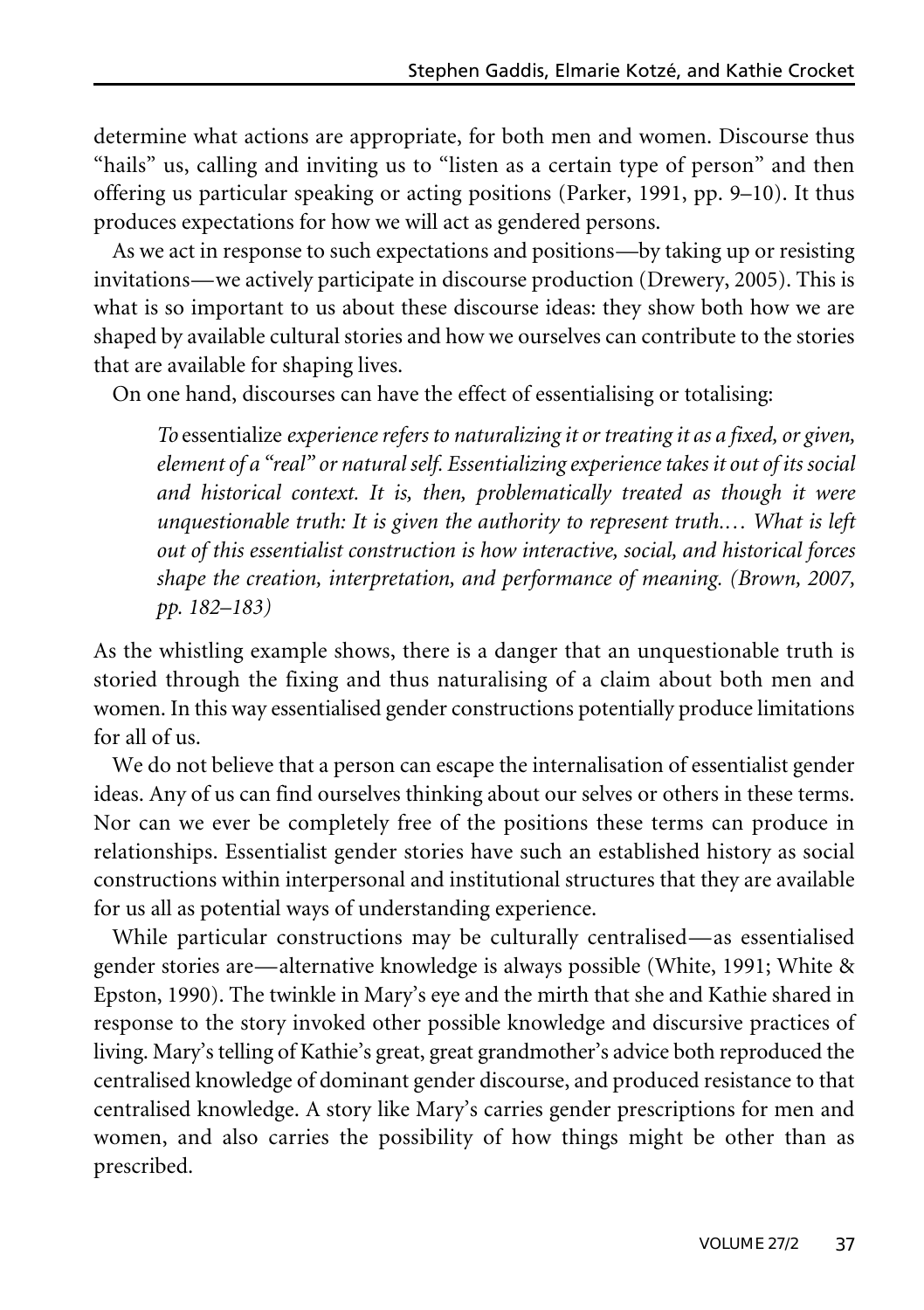determine what actions are appropriate, for both men and women. Discourse thus "hails" us, calling and inviting us to "listen as a certain type of person" and then offering us particular speaking or acting positions (Parker, 1991, pp. 9–10). It thus produces expectations for how we will act as gendered persons.

As we act in response to such expectations and positions—by taking up or resisting invitations—we actively participate in discourse production (Drewery, 2005). This is what is so important to us about these discourse ideas: they show both how we are shaped by available cultural stories and how we ourselves can contribute to the stories that are available for shaping lives.

On one hand, discourses can have the effect of essentialising or totalising:

> *To* essentialize *experience refers to naturalizing it or treating it as a fixed, or given, element of a "real" or natural self. Essentializing experience takes it out of its social and historical context. It is, then, problematically treated as though it were unquestionable truth: It is given the authority to represent truth.… What is left out of this essentialist construction is how interactive, social, and historical forces shape the creation, interpretation, and performance of meaning. (Brown, 2007, pp. 182–183)*

As the whistling example shows, there is a danger that an unquestionable truth is storied through the fixing and thus naturalising of a claim about both men and women. In this way essentialised gender constructions potentially produce limitations for all of us.

We do not believe that a person can escape the internalisation of essentialist gender ideas. Any of us can find ourselves thinking about our selves or others in these terms. Nor can we ever be completely free of the positions these terms can produce in relationships. Essentialist gender stories have such an established history as social constructions within interpersonal and institutional structures that they are available for us all as potential ways of understanding experience.

While particular constructions may be culturally centralised—as essentialised gender stories are—alternative knowledge is always possible (White, 1991; White & Epston, 1990). The twinkle in Mary's eye and the mirth that she and Kathie shared in response to the story invoked other possible knowledge and discursive practices of living. Mary's telling of Kathie's great, great grandmother's advice both reproduced the centralised knowledge of dominant gender discourse, and produced resistance to that centralised knowledge. A story like Mary's carries gender prescriptions for men and women, and also carries the possibility of how things might be other than as prescribed.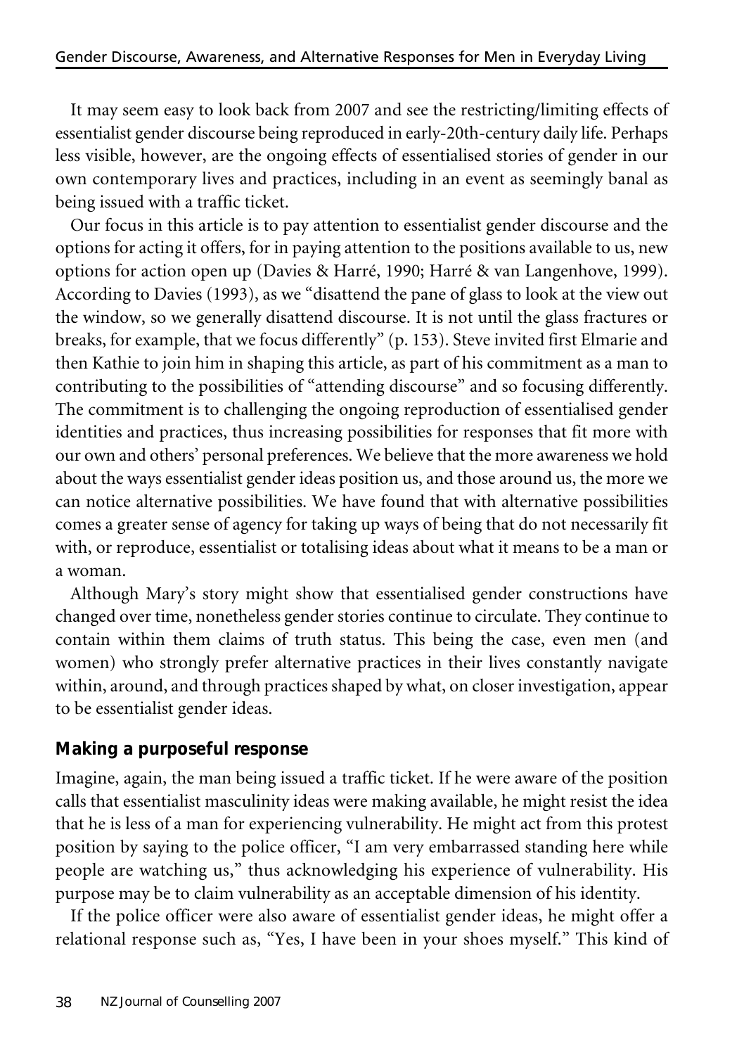It may seem easy to look back from 2007 and see the restricting/limiting effects of essentialist gender discourse being reproduced in early-20th-century daily life. Perhaps less visible, however, are the ongoing effects of essentialised stories of gender in our own contemporary lives and practices, including in an event as seemingly banal as being issued with a traffic ticket.

Our focus in this article is to pay attention to essentialist gender discourse and the options for acting it offers, for in paying attention to the positions available to us, new options for action open up (Davies & Harré, 1990; Harré & van Langenhove, 1999). According to Davies (1993), as we "disattend the pane of glass to look at the view out the window, so we generally disattend discourse. It is not until the glass fractures or breaks, for example, that we focus differently" (p. 153). Steve invited first Elmarie and then Kathie to join him in shaping this article, as part of his commitment as a man to contributing to the possibilities of "attending discourse" and so focusing differently. The commitment is to challenging the ongoing reproduction of essentialised gender identities and practices, thus increasing possibilities for responses that fit more with our own and others' personal preferences. We believe that the more awareness we hold about the ways essentialist gender ideas position us, and those around us, the more we can notice alternative possibilities. We have found that with alternative possibilities comes a greater sense of agency for taking up ways of being that do not necessarily fit with, or reproduce, essentialist or totalising ideas about what it means to be a man or a woman.

Although Mary's story might show that essentialised gender constructions have changed over time, nonetheless gender stories continue to circulate. They continue to contain within them claims of truth status. This being the case, even men (and women) who strongly prefer alternative practices in their lives constantly navigate within, around, and through practices shaped by what, on closer investigation, appear to be essentialist gender ideas.

## Making a purposeful response

Imagine, again, the man being issued a traffic ticket. If he were aware of the position calls that essentialist masculinity ideas were making available, he might resist the idea that he is less of a man for experiencing vulnerability. He might act from this protest position by saying to the police officer, "I am very embarrassed standing here while people are watching us," thus acknowledging his experience of vulnerability. His purpose may be to claim vulnerability as an acceptable dimension of his identity.

If the police officer were also aware of essentialist gender ideas, he might offer a relational response such as, "Yes, I have been in your shoes myself." This kind of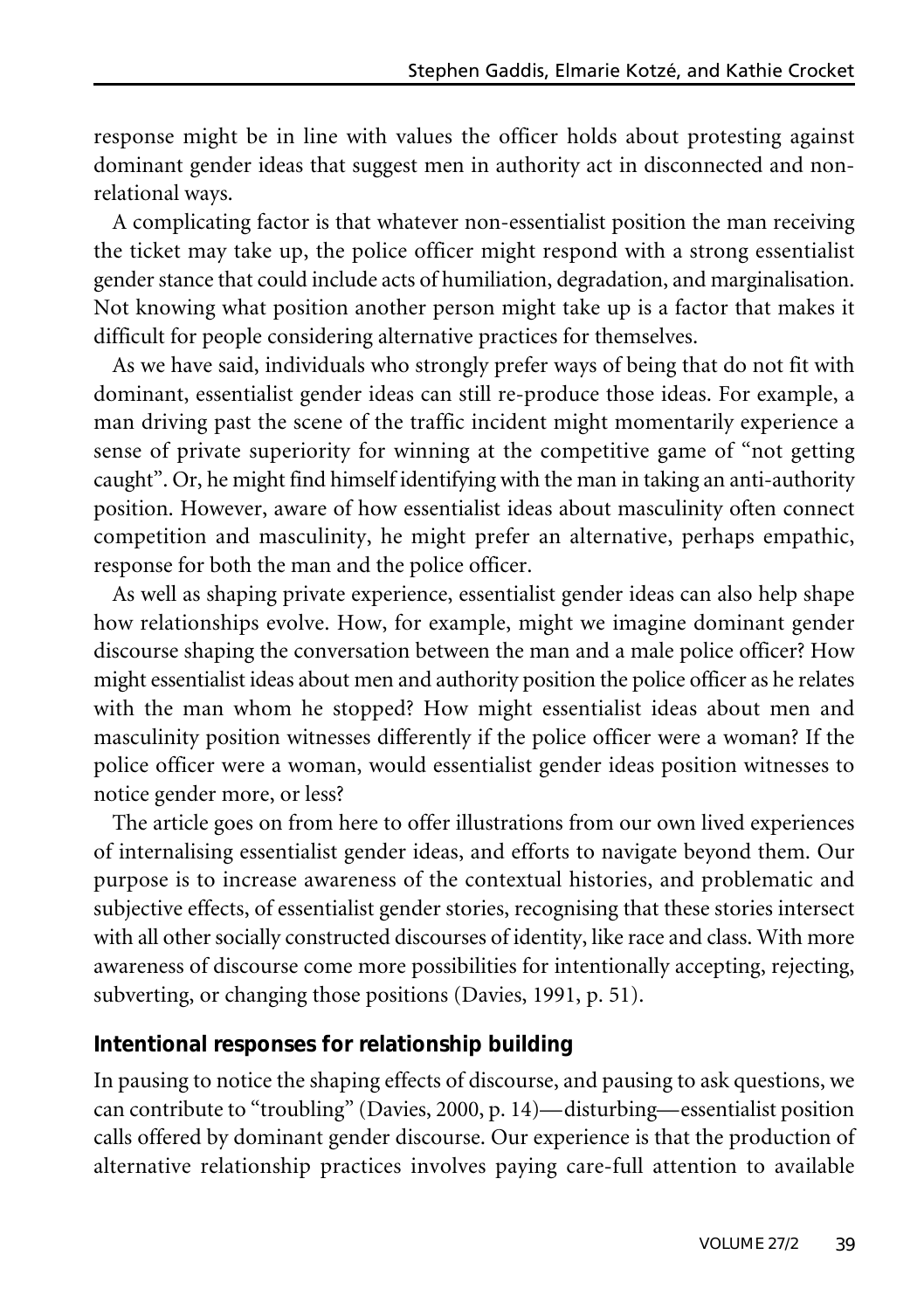response might be in line with values the officer holds about protesting against dominant gender ideas that suggest men in authority act in disconnected and non-relational ways.

A complicating factor is that whatever non-essentialist position the man receiving the ticket may take up, the police officer might respond with a strong essentialist gender stance that could include acts of humiliation, degradation, and marginalisation. Not knowing what position another person might take up is a factor that makes it difficult for people considering alternative practices for themselves.

As we have said, individuals who strongly prefer ways of being that do not fit with dominant, essentialist gender ideas can still re-produce those ideas. For example, a man driving past the scene of the traffic incident might momentarily experience a sense of private superiority for winning at the competitive game of "not getting caught". Or, he might find himself identifying with the man in taking an anti-authority position. However, aware of how essentialist ideas about masculinity often connect competition and masculinity, he might prefer an alternative, perhaps empathic, response for both the man and the police officer.

As well as shaping private experience, essentialist gender ideas can also help shape how relationships evolve. How, for example, might we imagine dominant gender discourse shaping the conversation between the man and a male police officer? How might essentialist ideas about men and authority position the police officer as he relates with the man whom he stopped? How might essentialist ideas about men and masculinity position witnesses differently if the police officer were a woman? If the police officer were a woman, would essentialist gender ideas position witnesses to notice gender more, or less?

The article goes on from here to offer illustrations from our own lived experiences of internalising essentialist gender ideas, and efforts to navigate beyond them. Our purpose is to increase awareness of the contextual histories, and problematic and subjective effects, of essentialist gender stories, recognising that these stories intersect with all other socially constructed discourses of identity, like race and class. With more awareness of discourse come more possibilities for intentionally accepting, rejecting, subverting, or changing those positions (Davies, 1991, p. 51).

## Intentional responses for relationship building

In pausing to notice the shaping effects of discourse, and pausing to ask questions, we can contribute to "troubling" (Davies, 2000, p. 14)—disturbing—essentialist position calls offered by dominant gender discourse. Our experience is that the production of alternative relationship practices involves paying care-full attention to available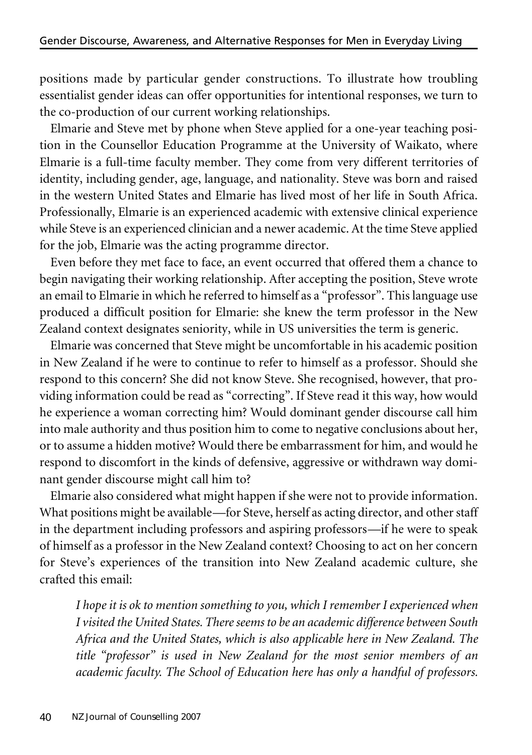positions made by particular gender constructions. To illustrate how troubling essentialist gender ideas can offer opportunities for intentional responses, we turn to the co-production of our current working relationships.

Elmarie and Steve met by phone when Steve applied for a one-year teaching position in the Counsellor Education Programme at the University of Waikato, where Elmarie is a full-time faculty member. They come from very different territories of identity, including gender, age, language, and nationality. Steve was born and raised in the western United States and Elmarie has lived most of her life in South Africa. Professionally, Elmarie is an experienced academic with extensive clinical experience while Steve is an experienced clinician and a newer academic. At the time Steve applied for the job, Elmarie was the acting programme director.

Even before they met face to face, an event occurred that offered them a chance to begin navigating their working relationship. After accepting the position, Steve wrote an email to Elmarie in which he referred to himself as a "professor". This language use produced a difficult position for Elmarie: she knew the term professor in the New Zealand context designates seniority, while in US universities the term is generic.

Elmarie was concerned that Steve might be uncomfortable in his academic position in New Zealand if he were to continue to refer to himself as a professor. Should she respond to this concern? She did not know Steve. She recognised, however, that providing information could be read as "correcting". If Steve read it this way, how would he experience a woman correcting him? Would dominant gender discourse call him into male authority and thus position him to come to negative conclusions about her, or to assume a hidden motive? Would there be embarrassment for him, and would he respond to discomfort in the kinds of defensive, aggressive or withdrawn way dominant gender discourse might call him to?

Elmarie also considered what might happen if she were not to provide information. What positions might be available—for Steve, herself as acting director, and other staff in the department including professors and aspiring professors—if he were to speak of himself as a professor in the New Zealand context? Choosing to act on her concern for Steve's experiences of the transition into New Zealand academic culture, she crafted this email:

> *I hope it is ok to mention something to you, which I remember I experienced when I visited the United States. There seems to be an academic difference between South Africa and the United States, which is also applicable here in New Zealand. The title "professor" is used in New Zealand for the most senior members of an academic faculty. The School of Education here has only a handful of professors.*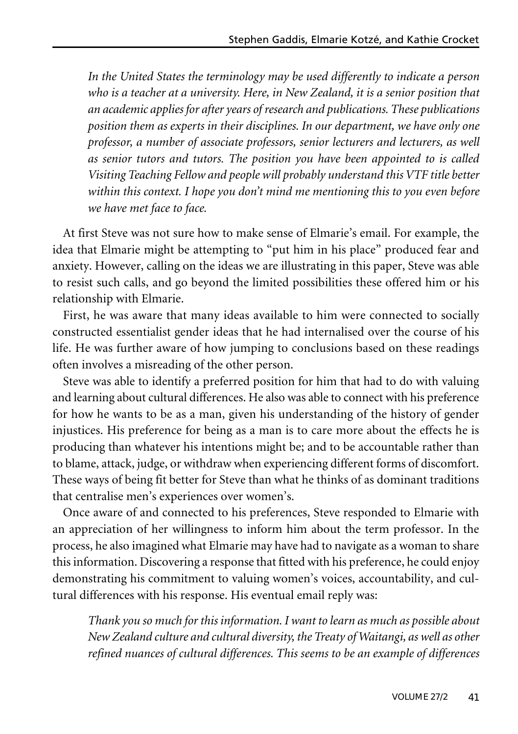*In the United States the terminology may be used differently to indicate a person who is a teacher at a university. Here, in New Zealand, it is a senior position that an academic applies for after years of research and publications. These publications position them as experts in their disciplines. In our department, we have only one professor, a number of associate professors, senior lecturers and lecturers, as well as senior tutors and tutors. The position you have been appointed to is called Visiting Teaching Fellow and people will probably understand this VTF title better within this context. I hope you don't mind me mentioning this to you even before we have met face to face.*

At first Steve was not sure how to make sense of Elmarie's email. For example, the idea that Elmarie might be attempting to "put him in his place" produced fear and anxiety. However, calling on the ideas we are illustrating in this paper, Steve was able to resist such calls, and go beyond the limited possibilities these offered him or his relationship with Elmarie.

First, he was aware that many ideas available to him were connected to socially constructed essentialist gender ideas that he had internalised over the course of his life. He was further aware of how jumping to conclusions based on these readings often involves a misreading of the other person.

Steve was able to identify a preferred position for him that had to do with valuing and learning about cultural differences. He also was able to connect with his preference for how he wants to be as a man, given his understanding of the history of gender injustices. His preference for being as a man is to care more about the effects he is producing than whatever his intentions might be; and to be accountable rather than to blame, attack, judge, or withdraw when experiencing different forms of discomfort. These ways of being fit better for Steve than what he thinks of as dominant traditions that centralise men's experiences over women's.

Once aware of and connected to his preferences, Steve responded to Elmarie with an appreciation of her willingness to inform him about the term professor. In the process, he also imagined what Elmarie may have had to navigate as a woman to share this information. Discovering a response that fitted with his preference, he could enjoy demonstrating his commitment to valuing women's voices, accountability, and cultural differences with his response. His eventual email reply was:

*Thank you so much for this information. I want to learn as much as possible about New Zealand culture and cultural diversity, the Treaty of Waitangi, as well as other refined nuances of cultural differences. This seems to be an example of differences*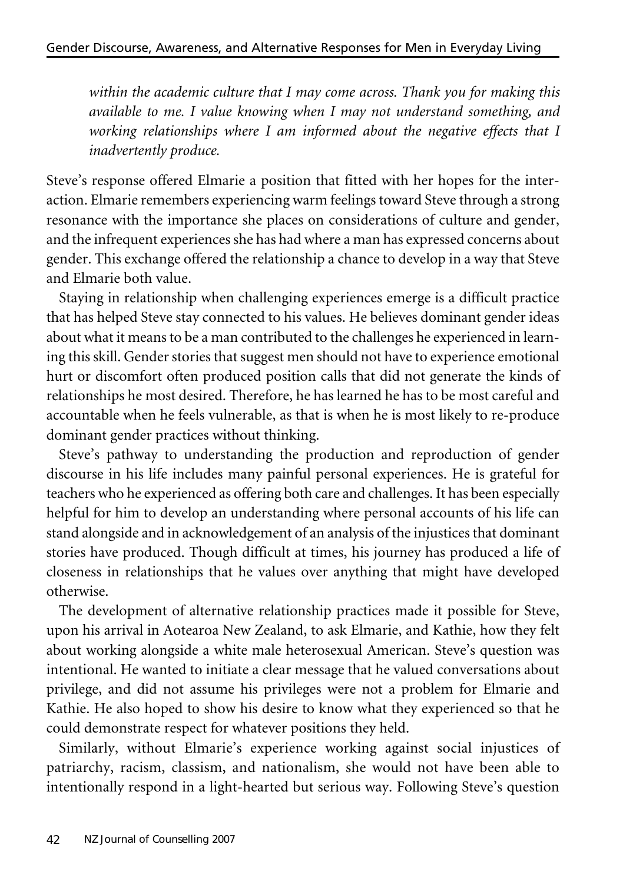*within the academic culture that I may come across. Thank you for making this available to me. I value knowing when I may not understand something, and working relationships where I am informed about the negative effects that I inadvertently produce.*

Steve's response offered Elmarie a position that fitted with her hopes for the interaction. Elmarie remembers experiencing warm feelings toward Steve through a strong resonance with the importance she places on considerations of culture and gender, and the infrequent experiences she has had where a man has expressed concerns about gender. This exchange offered the relationship a chance to develop in a way that Steve and Elmarie both value.

Staying in relationship when challenging experiences emerge is a difficult practice that has helped Steve stay connected to his values. He believes dominant gender ideas about what it means to be a man contributed to the challenges he experienced in learning this skill. Gender stories that suggest men should not have to experience emotional hurt or discomfort often produced position calls that did not generate the kinds of relationships he most desired. Therefore, he has learned he has to be most careful and accountable when he feels vulnerable, as that is when he is most likely to re-produce dominant gender practices without thinking.

Steve's pathway to understanding the production and reproduction of gender discourse in his life includes many painful personal experiences. He is grateful for teachers who he experienced as offering both care and challenges. It has been especially helpful for him to develop an understanding where personal accounts of his life can stand alongside and in acknowledgement of an analysis of the injustices that dominant stories have produced. Though difficult at times, his journey has produced a life of closeness in relationships that he values over anything that might have developed otherwise.

The development of alternative relationship practices made it possible for Steve, upon his arrival in Aotearoa New Zealand, to ask Elmarie, and Kathie, how they felt about working alongside a white male heterosexual American. Steve's question was intentional. He wanted to initiate a clear message that he valued conversations about privilege, and did not assume his privileges were not a problem for Elmarie and Kathie. He also hoped to show his desire to know what they experienced so that he could demonstrate respect for whatever positions they held.

Similarly, without Elmarie's experience working against social injustices of patriarchy, racism, classism, and nationalism, she would not have been able to intentionally respond in a light-hearted but serious way. Following Steve's question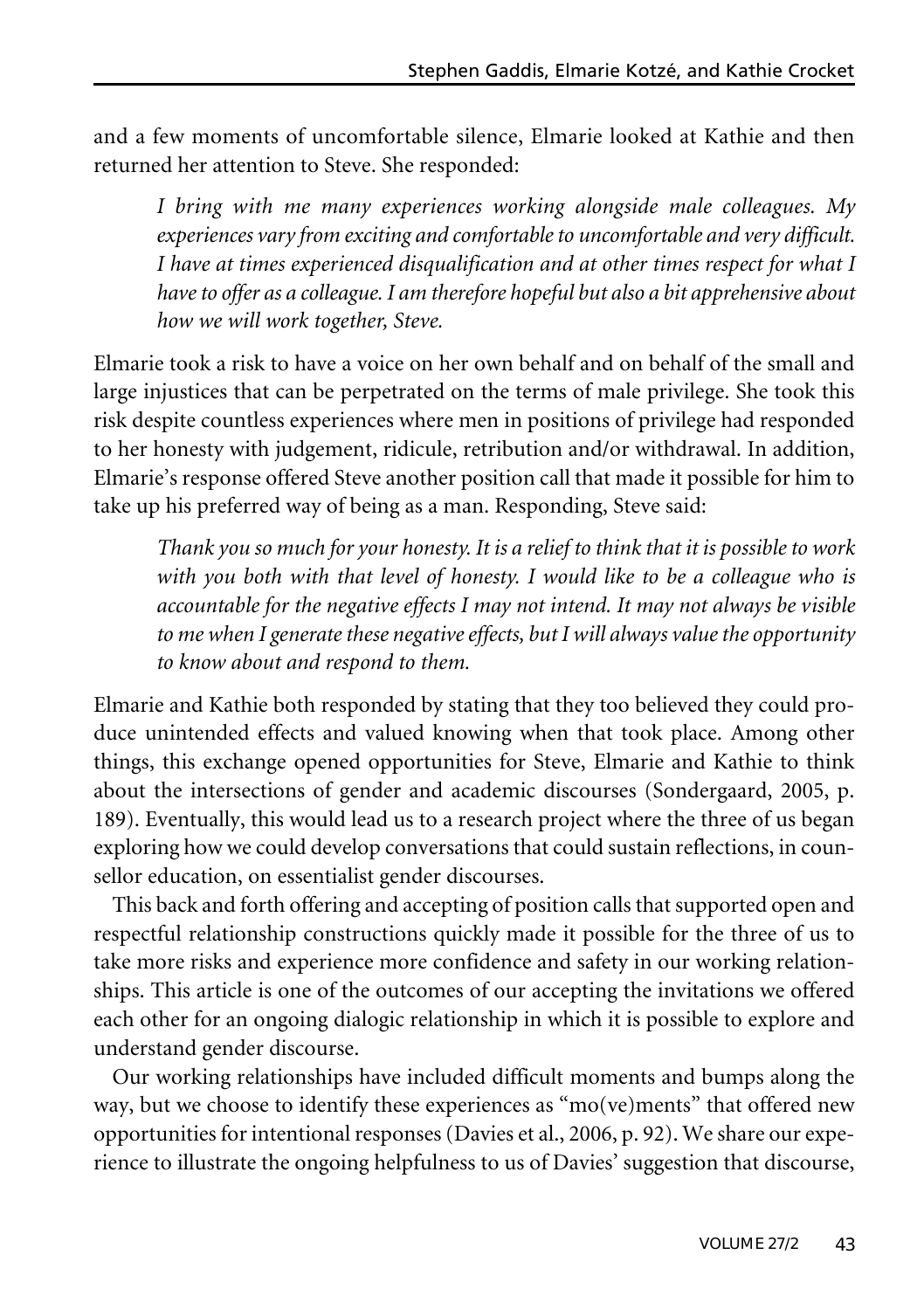and a few moments of uncomfortable silence, Elmarie looked at Kathie and then returned her attention to Steve. She responded:

> *I bring with me many experiences working alongside male colleagues. My experiences vary from exciting and comfortable to uncomfortable and very difficult. I have at times experienced disqualification and at other times respect for what I have to offer as a colleague. I am therefore hopeful but also a bit apprehensive about how we will work together, Steve.*

Elmarie took a risk to have a voice on her own behalf and on behalf of the small and large injustices that can be perpetrated on the terms of male privilege. She took this risk despite countless experiences where men in positions of privilege had responded to her honesty with judgement, ridicule, retribution and/or withdrawal. In addition, Elmarie's response offered Steve another position call that made it possible for him to take up his preferred way of being as a man. Responding, Steve said:

> *Thank you so much for your honesty. It is a relief to think that it is possible to work with you both with that level of honesty. I would like to be a colleague who is accountable for the negative effects I may not intend. It may not always be visible to me when I generate these negative effects, but I will always value the opportunity to know about and respond to them.*

Elmarie and Kathie both responded by stating that they too believed they could produce unintended effects and valued knowing when that took place. Among other things, this exchange opened opportunities for Steve, Elmarie and Kathie to think about the intersections of gender and academic discourses (Sondergaard, 2005, p. 189). Eventually, this would lead us to a research project where the three of us began exploring how we could develop conversations that could sustain reflections, in counsellor education, on essentialist gender discourses.

This back and forth offering and accepting of position calls that supported open and respectful relationship constructions quickly made it possible for the three of us to take more risks and experience more confidence and safety in our working relationships. This article is one of the outcomes of our accepting the invitations we offered each other for an ongoing dialogic relationship in which it is possible to explore and understand gender discourse.

Our working relationships have included difficult moments and bumps along the way, but we choose to identify these experiences as "mo(ve)ments" that offered new opportunities for intentional responses (Davies et al., 2006, p. 92). We share our experience to illustrate the ongoing helpfulness to us of Davies' suggestion that discourse,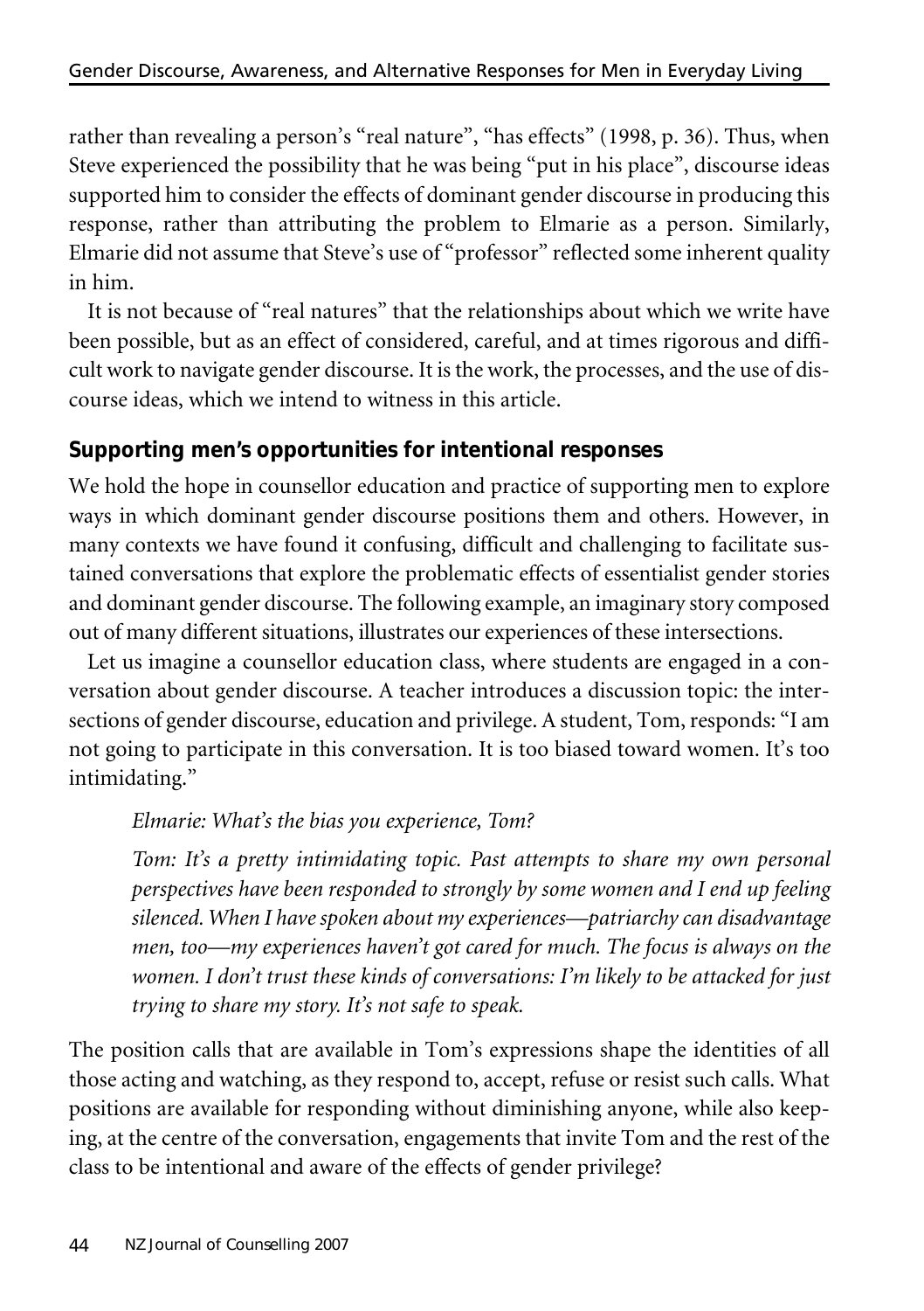rather than revealing a person's "real nature", "has effects" (1998, p. 36). Thus, when Steve experienced the possibility that he was being "put in his place", discourse ideas supported him to consider the effects of dominant gender discourse in producing this response, rather than attributing the problem to Elmarie as a person. Similarly, Elmarie did not assume that Steve's use of "professor" reflected some inherent quality in him.

It is not because of "real natures" that the relationships about which we write have been possible, but as an effect of considered, careful, and at times rigorous and difficult work to navigate gender discourse. It is the work, the processes, and the use of discourse ideas, which we intend to witness in this article.

### Supporting men's opportunities for intentional responses

We hold the hope in counsellor education and practice of supporting men to explore ways in which dominant gender discourse positions them and others. However, in many contexts we have found it confusing, difficult and challenging to facilitate sustained conversations that explore the problematic effects of essentialist gender stories and dominant gender discourse. The following example, an imaginary story composed out of many different situations, illustrates our experiences of these intersections.

Let us imagine a counsellor education class, where students are engaged in a conversation about gender discourse. A teacher introduces a discussion topic: the intersections of gender discourse, education and privilege. A student, Tom, responds: "I am not going to participate in this conversation. It is too biased toward women. It's too intimidating."

> *Elmarie: What's the bias you experience, Tom?*
>
> *Tom: It's a pretty intimidating topic. Past attempts to share my own personal perspectives have been responded to strongly by some women and I end up feeling silenced. When I have spoken about my experiences—patriarchy can disadvantage men, too—my experiences haven't got cared for much. The focus is always on the women. I don't trust these kinds of conversations: I'm likely to be attacked for just trying to share my story. It's not safe to speak.*

The position calls that are available in Tom's expressions shape the identities of all those acting and watching, as they respond to, accept, refuse or resist such calls. What positions are available for responding without diminishing anyone, while also keeping, at the centre of the conversation, engagements that invite Tom and the rest of the class to be intentional and aware of the effects of gender privilege?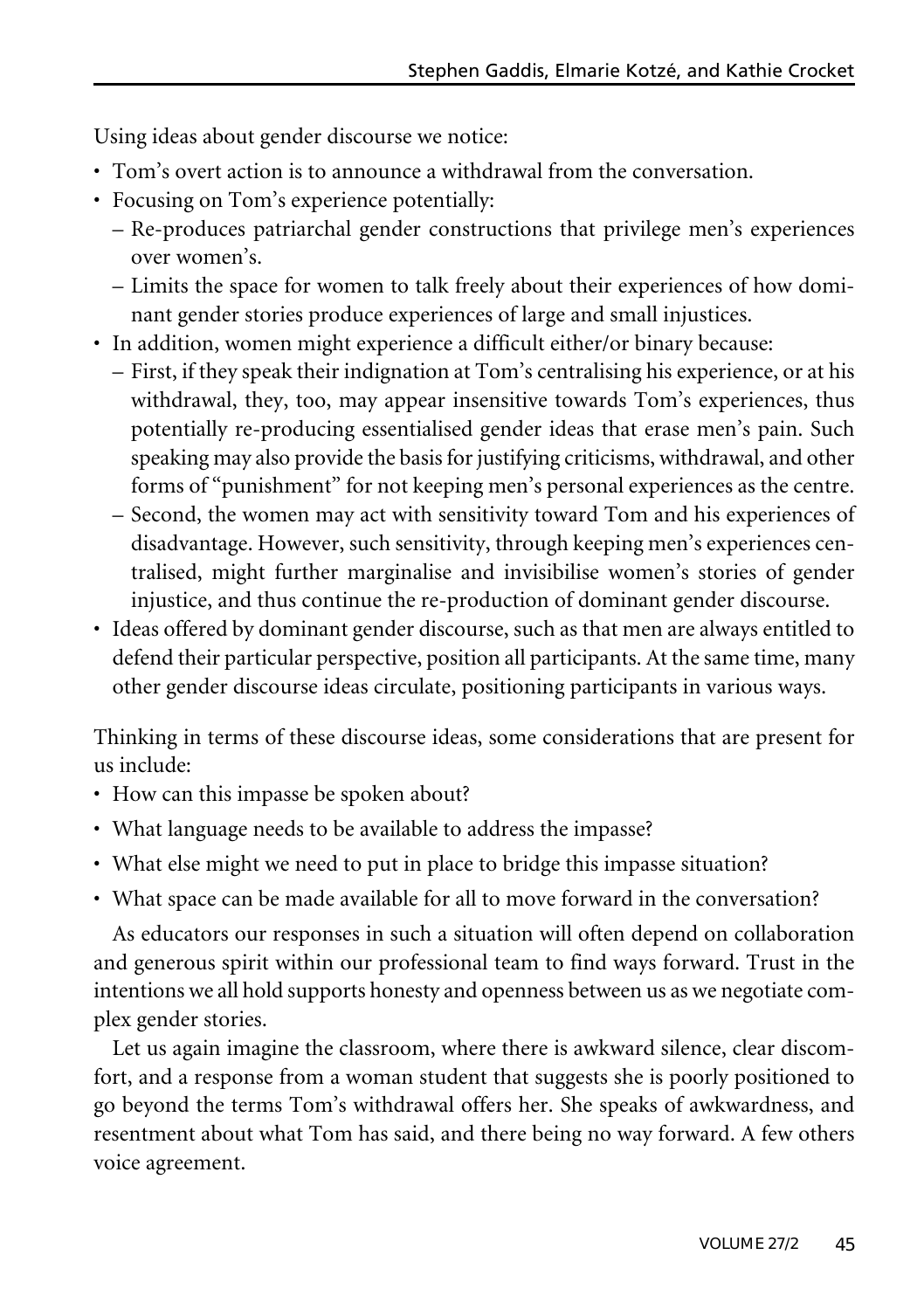Using ideas about gender discourse we notice:

- Tom's overt action is to announce a withdrawal from the conversation.
- Focusing on Tom's experience potentially:
  - Re-produces patriarchal gender constructions that privilege men's experiences over women's.
  - Limits the space for women to talk freely about their experiences of how dominant gender stories produce experiences of large and small injustices.
- In addition, women might experience a difficult either/or binary because:
  - First, if they speak their indignation at Tom's centralising his experience, or at his withdrawal, they, too, may appear insensitive towards Tom's experiences, thus potentially re-producing essentialised gender ideas that erase men's pain. Such speaking may also provide the basis for justifying criticisms, withdrawal, and other forms of "punishment" for not keeping men's personal experiences as the centre.
  - Second, the women may act with sensitivity toward Tom and his experiences of disadvantage. However, such sensitivity, through keeping men's experiences centralised, might further marginalise and invisibilise women's stories of gender injustice, and thus continue the re-production of dominant gender discourse.
- Ideas offered by dominant gender discourse, such as that men are always entitled to defend their particular perspective, position all participants. At the same time, many other gender discourse ideas circulate, positioning participants in various ways.

Thinking in terms of these discourse ideas, some considerations that are present for us include:

- How can this impasse be spoken about?
- What language needs to be available to address the impasse?
- What else might we need to put in place to bridge this impasse situation?
- What space can be made available for all to move forward in the conversation?

As educators our responses in such a situation will often depend on collaboration and generous spirit within our professional team to find ways forward. Trust in the intentions we all hold supports honesty and openness between us as we negotiate complex gender stories.

Let us again imagine the classroom, where there is awkward silence, clear discomfort, and a response from a woman student that suggests she is poorly positioned to go beyond the terms Tom's withdrawal offers her. She speaks of awkwardness, and resentment about what Tom has said, and there being no way forward. A few others voice agreement.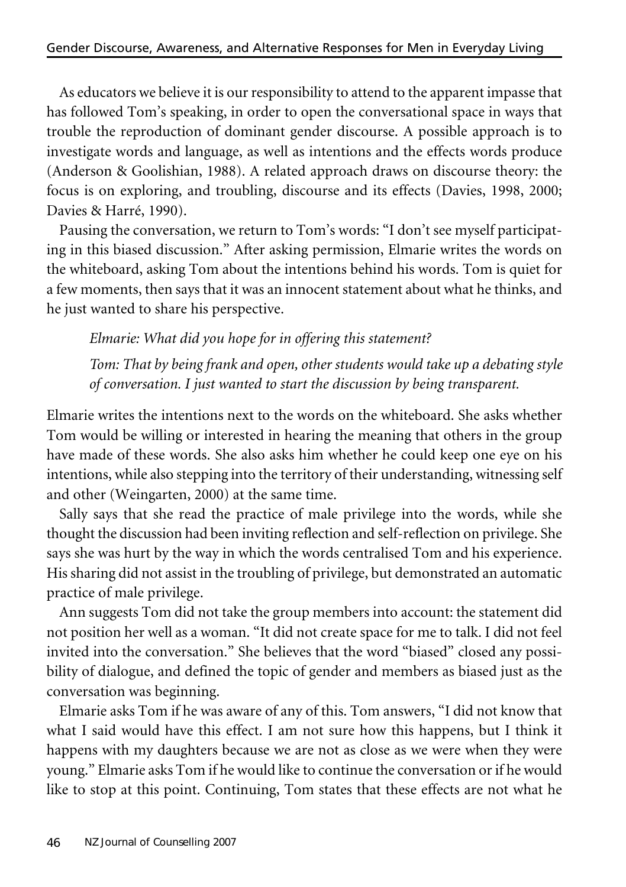As educators we believe it is our responsibility to attend to the apparent impasse that has followed Tom's speaking, in order to open the conversational space in ways that trouble the reproduction of dominant gender discourse. A possible approach is to investigate words and language, as well as intentions and the effects words produce (Anderson & Goolishian, 1988). A related approach draws on discourse theory: the focus is on exploring, and troubling, discourse and its effects (Davies, 1998, 2000; Davies & Harré, 1990).

Pausing the conversation, we return to Tom's words: "I don't see myself participating in this biased discussion." After asking permission, Elmarie writes the words on the whiteboard, asking Tom about the intentions behind his words. Tom is quiet for a few moments, then says that it was an innocent statement about what he thinks, and he just wanted to share his perspective.

> *Elmarie: What did you hope for in offering this statement?*
>
> *Tom: That by being frank and open, other students would take up a debating style of conversation. I just wanted to start the discussion by being transparent.*

Elmarie writes the intentions next to the words on the whiteboard. She asks whether Tom would be willing or interested in hearing the meaning that others in the group have made of these words. She also asks him whether he could keep one eye on his intentions, while also stepping into the territory of their understanding, witnessing self and other (Weingarten, 2000) at the same time.

Sally says that she read the practice of male privilege into the words, while she thought the discussion had been inviting reflection and self-reflection on privilege. She says she was hurt by the way in which the words centralised Tom and his experience. His sharing did not assist in the troubling of privilege, but demonstrated an automatic practice of male privilege.

Ann suggests Tom did not take the group members into account: the statement did not position her well as a woman. "It did not create space for me to talk. I did not feel invited into the conversation." She believes that the word "biased" closed any possibility of dialogue, and defined the topic of gender and members as biased just as the conversation was beginning.

Elmarie asks Tom if he was aware of any of this. Tom answers, "I did not know that what I said would have this effect. I am not sure how this happens, but I think it happens with my daughters because we are not as close as we were when they were young." Elmarie asks Tom if he would like to continue the conversation or if he would like to stop at this point. Continuing, Tom states that these effects are not what he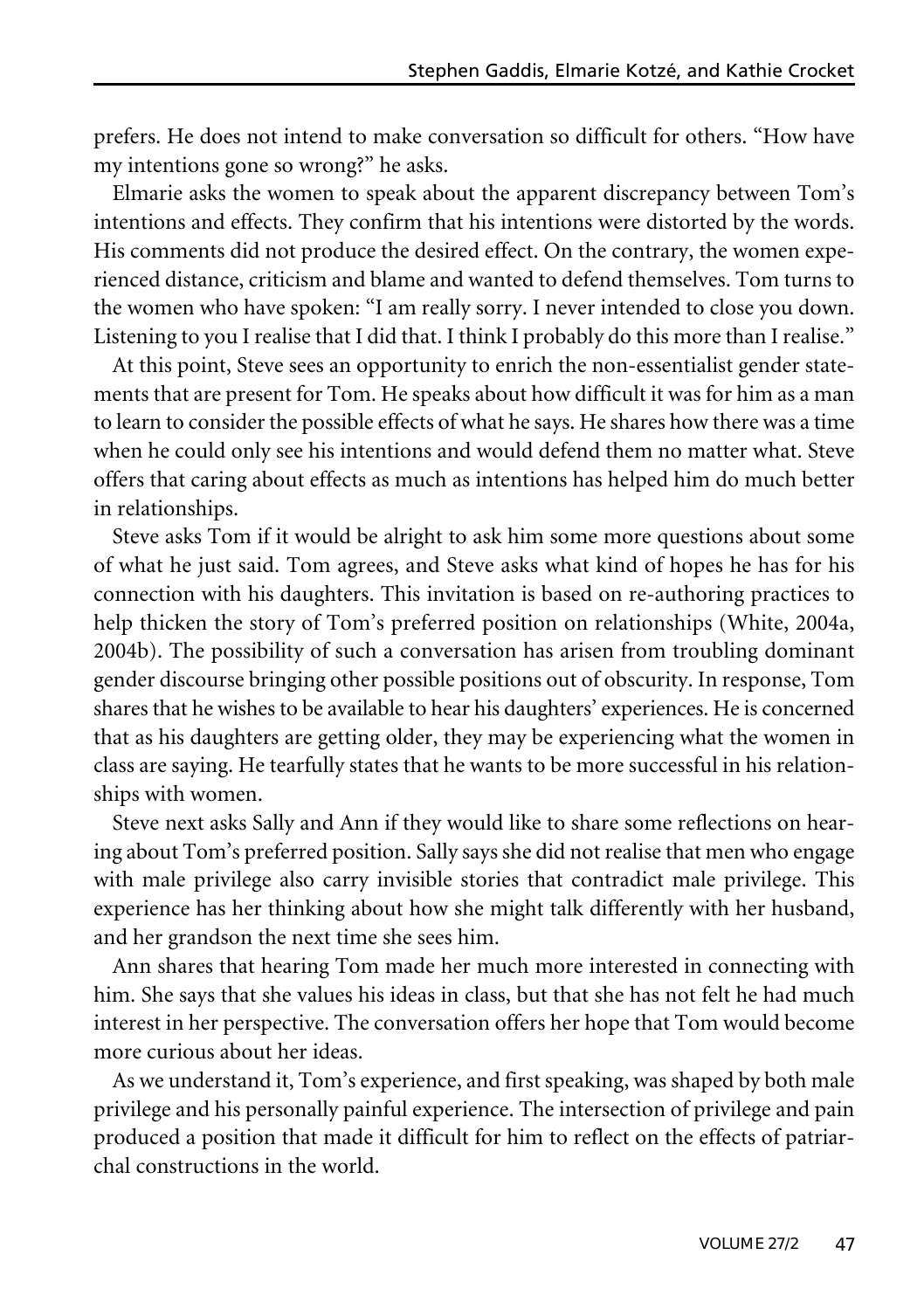prefers. He does not intend to make conversation so difficult for others. "How have my intentions gone so wrong?" he asks.

Elmarie asks the women to speak about the apparent discrepancy between Tom's intentions and effects. They confirm that his intentions were distorted by the words. His comments did not produce the desired effect. On the contrary, the women experienced distance, criticism and blame and wanted to defend themselves. Tom turns to the women who have spoken: "I am really sorry. I never intended to close you down. Listening to you I realise that I did that. I think I probably do this more than I realise."

At this point, Steve sees an opportunity to enrich the non-essentialist gender statements that are present for Tom. He speaks about how difficult it was for him as a man to learn to consider the possible effects of what he says. He shares how there was a time when he could only see his intentions and would defend them no matter what. Steve offers that caring about effects as much as intentions has helped him do much better in relationships.

Steve asks Tom if it would be alright to ask him some more questions about some of what he just said. Tom agrees, and Steve asks what kind of hopes he has for his connection with his daughters. This invitation is based on re-authoring practices to help thicken the story of Tom's preferred position on relationships (White, 2004a, 2004b). The possibility of such a conversation has arisen from troubling dominant gender discourse bringing other possible positions out of obscurity. In response, Tom shares that he wishes to be available to hear his daughters' experiences. He is concerned that as his daughters are getting older, they may be experiencing what the women in class are saying. He tearfully states that he wants to be more successful in his relationships with women.

Steve next asks Sally and Ann if they would like to share some reflections on hearing about Tom's preferred position. Sally says she did not realise that men who engage with male privilege also carry invisible stories that contradict male privilege. This experience has her thinking about how she might talk differently with her husband, and her grandson the next time she sees him.

Ann shares that hearing Tom made her much more interested in connecting with him. She says that she values his ideas in class, but that she has not felt he had much interest in her perspective. The conversation offers her hope that Tom would become more curious about her ideas.

As we understand it, Tom's experience, and first speaking, was shaped by both male privilege and his personally painful experience. The intersection of privilege and pain produced a position that made it difficult for him to reflect on the effects of patriarchal constructions in the world.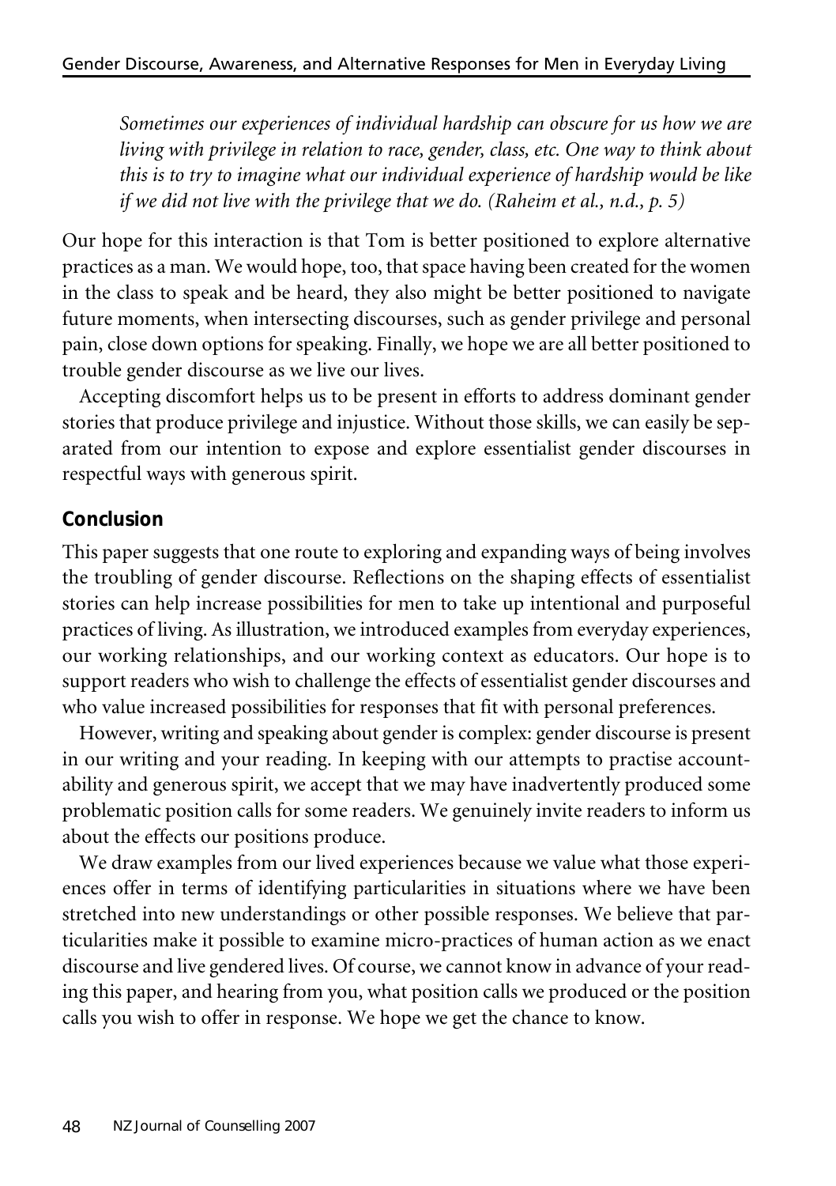> *Sometimes our experiences of individual hardship can obscure for us how we are living with privilege in relation to race, gender, class, etc. One way to think about this is to try to imagine what our individual experience of hardship would be like if we did not live with the privilege that we do. (Raheim et al., n.d., p. 5)*

Our hope for this interaction is that Tom is better positioned to explore alternative practices as a man. We would hope, too, that space having been created for the women in the class to speak and be heard, they also might be better positioned to navigate future moments, when intersecting discourses, such as gender privilege and personal pain, close down options for speaking. Finally, we hope we are all better positioned to trouble gender discourse as we live our lives.

Accepting discomfort helps us to be present in efforts to address dominant gender stories that produce privilege and injustice. Without those skills, we can easily be separated from our intention to expose and explore essentialist gender discourses in respectful ways with generous spirit.

## Conclusion

This paper suggests that one route to exploring and expanding ways of being involves the troubling of gender discourse. Reflections on the shaping effects of essentialist stories can help increase possibilities for men to take up intentional and purposeful practices of living. As illustration, we introduced examples from everyday experiences, our working relationships, and our working context as educators. Our hope is to support readers who wish to challenge the effects of essentialist gender discourses and who value increased possibilities for responses that fit with personal preferences.

However, writing and speaking about gender is complex: gender discourse is present in our writing and your reading. In keeping with our attempts to practise accountability and generous spirit, we accept that we may have inadvertently produced some problematic position calls for some readers. We genuinely invite readers to inform us about the effects our positions produce.

We draw examples from our lived experiences because we value what those experiences offer in terms of identifying particularities in situations where we have been stretched into new understandings or other possible responses. We believe that particularities make it possible to examine micro-practices of human action as we enact discourse and live gendered lives. Of course, we cannot know in advance of your reading this paper, and hearing from you, what position calls we produced or the position calls you wish to offer in response. We hope we get the chance to know.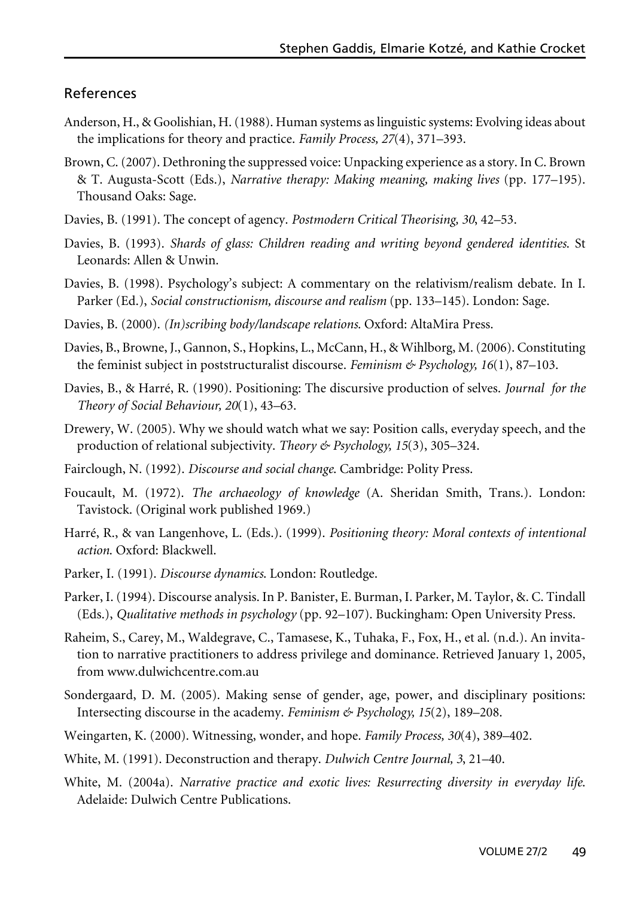## References

Anderson, H., & Goolishian, H. (1988). Human systems as linguistic systems: Evolving ideas about the implications for theory and practice. *Family Process, 27*(4), 371–393.

Brown, C. (2007). Dethroning the suppressed voice: Unpacking experience as a story. In C. Brown & T. Augusta-Scott (Eds.), *Narrative therapy: Making meaning, making lives* (pp. 177–195). Thousand Oaks: Sage.

Davies, B. (1991). The concept of agency. *Postmodern Critical Theorising, 30*, 42–53.

Davies, B. (1993). *Shards of glass: Children reading and writing beyond gendered identities*. St Leonards: Allen & Unwin.

Davies, B. (1998). Psychology's subject: A commentary on the relativism/realism debate. In I. Parker (Ed.), *Social constructionism, discourse and realism* (pp. 133–145). London: Sage.

Davies, B. (2000). *(In)scribing body/landscape relations*. Oxford: AltaMira Press.

Davies, B., Browne, J., Gannon, S., Hopkins, L., McCann, H., & Wihlborg, M. (2006). Constituting the feminist subject in poststructuralist discourse. *Feminism & Psychology, 16*(1), 87–103.

Davies, B., & Harré, R. (1990). Positioning: The discursive production of selves. *Journal for the Theory of Social Behaviour, 20*(1), 43–63.

Drewery, W. (2005). Why we should watch what we say: Position calls, everyday speech, and the production of relational subjectivity. *Theory & Psychology, 15*(3), 305–324.

Fairclough, N. (1992). *Discourse and social change*. Cambridge: Polity Press.

Foucault, M. (1972). *The archaeology of knowledge* (A. Sheridan Smith, Trans.). London: Tavistock. (Original work published 1969.)

Harré, R., & van Langenhove, L. (Eds.). (1999). *Positioning theory: Moral contexts of intentional action*. Oxford: Blackwell.

Parker, I. (1991). *Discourse dynamics*. London: Routledge.

Parker, I. (1994). Discourse analysis. In P. Banister, E. Burman, I. Parker, M. Taylor, &. C. Tindall (Eds.), *Qualitative methods in psychology* (pp. 92–107). Buckingham: Open University Press.

Raheim, S., Carey, M., Waldegrave, C., Tamasese, K., Tuhaka, F., Fox, H., et al. (n.d.). An invitation to narrative practitioners to address privilege and dominance. Retrieved January 1, 2005, from www.dulwichcentre.com.au

Sondergaard, D. M. (2005). Making sense of gender, age, power, and disciplinary positions: Intersecting discourse in the academy. *Feminism & Psychology, 15*(2), 189–208.

Weingarten, K. (2000). Witnessing, wonder, and hope. *Family Process, 30*(4), 389–402.

White, M. (1991). Deconstruction and therapy. *Dulwich Centre Journal, 3*, 21–40.

White, M. (2004a). *Narrative practice and exotic lives: Resurrecting diversity in everyday life*. Adelaide: Dulwich Centre Publications.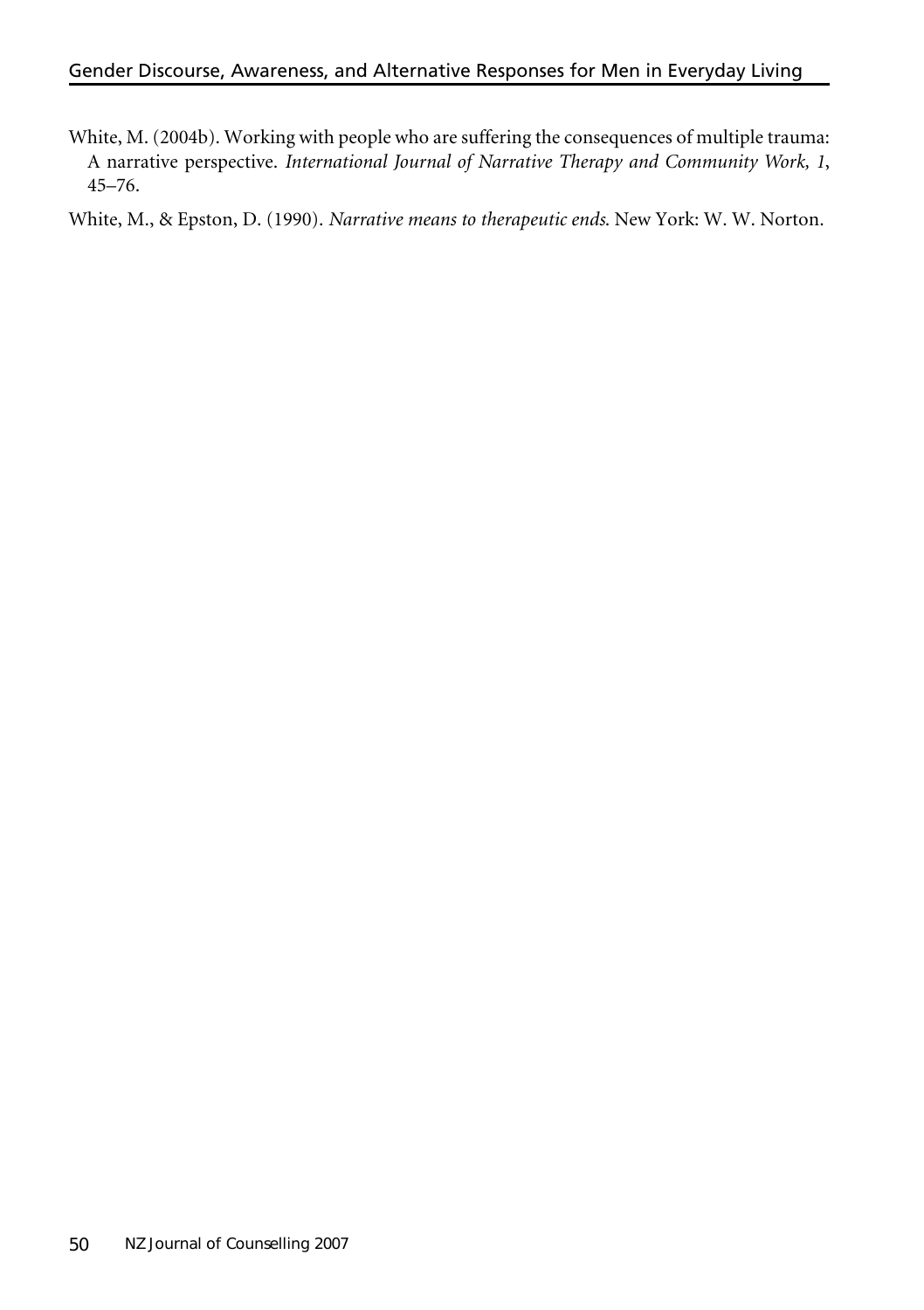White, M. (2004b). Working with people who are suffering the consequences of multiple trauma: A narrative perspective. *International Journal of Narrative Therapy and Community Work, 1*, 45–76.

White, M., & Epston, D. (1990). *Narrative means to therapeutic ends.* New York: W. W. Norton.